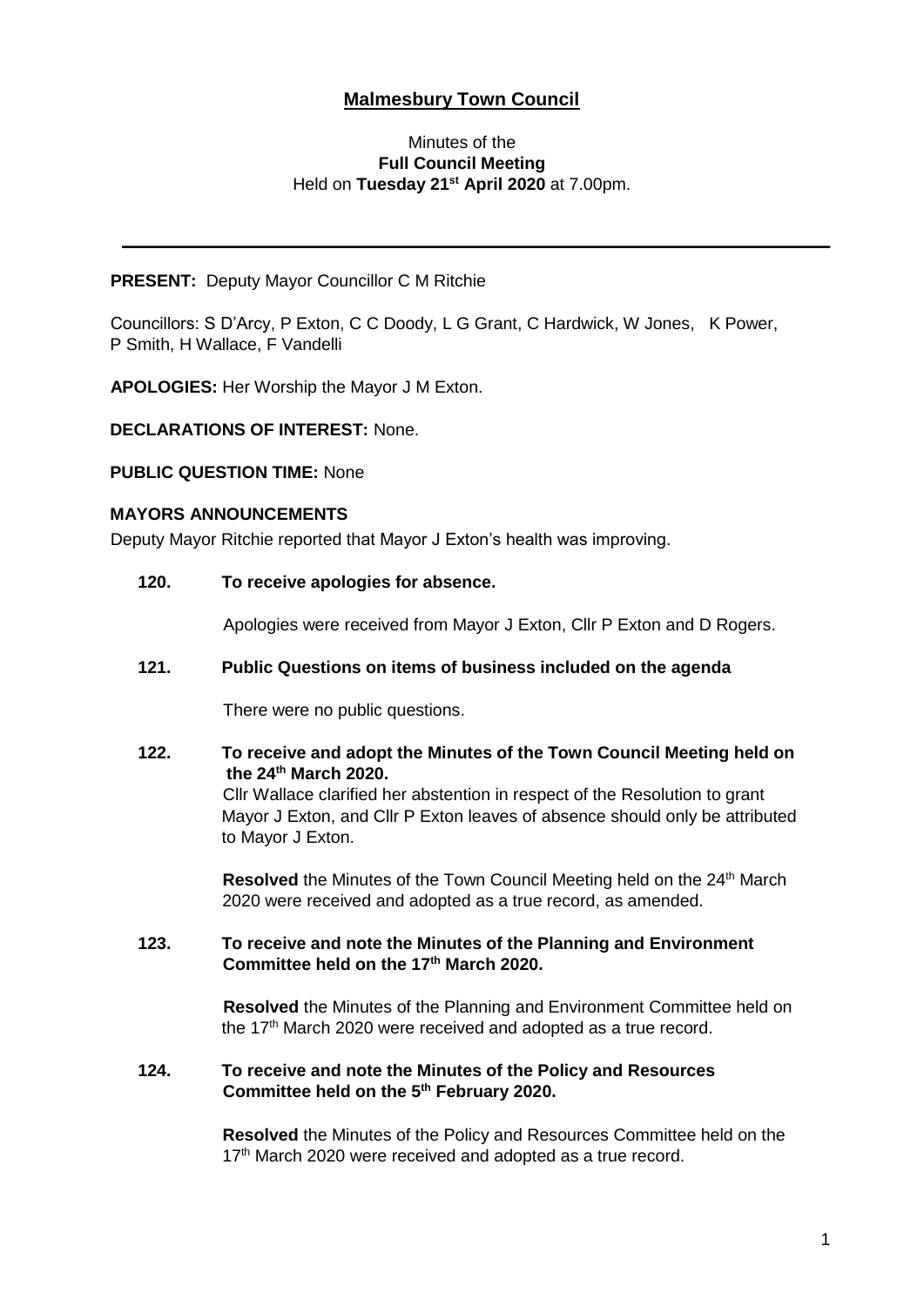# Malmesbury Town Council

Minutes of the
**Full Council Meeting**
Held on **Tuesday 21st April 2020** at 7.00pm.

---

**PRESENT:** Deputy Mayor Councillor C M Ritchie

Councillors: S D'Arcy, P Exton, C C Doody, L G Grant, C Hardwick, W Jones, K Power, P Smith, H Wallace, F Vandelli

**APOLOGIES:** Her Worship the Mayor J M Exton.

**DECLARATIONS OF INTEREST:** None.

**PUBLIC QUESTION TIME:** None

**MAYORS ANNOUNCEMENTS**

Deputy Mayor Ritchie reported that Mayor J Exton's health was improving.

**120. To receive apologies for absence.**

Apologies were received from Mayor J Exton, Cllr P Exton and D Rogers.

**121. Public Questions on items of business included on the agenda**

There were no public questions.

**122. To receive and adopt the Minutes of the Town Council Meeting held on the 24th March 2020.**

Cllr Wallace clarified her abstention in respect of the Resolution to grant Mayor J Exton, and Cllr P Exton leaves of absence should only be attributed to Mayor J Exton.

**Resolved** the Minutes of the Town Council Meeting held on the 24th March 2020 were received and adopted as a true record, as amended.

**123. To receive and note the Minutes of the Planning and Environment Committee held on the 17th March 2020.**

**Resolved** the Minutes of the Planning and Environment Committee held on the 17th March 2020 were received and adopted as a true record.

**124. To receive and note the Minutes of the Policy and Resources Committee held on the 5th February 2020.**

**Resolved** the Minutes of the Policy and Resources Committee held on the 17th March 2020 were received and adopted as a true record.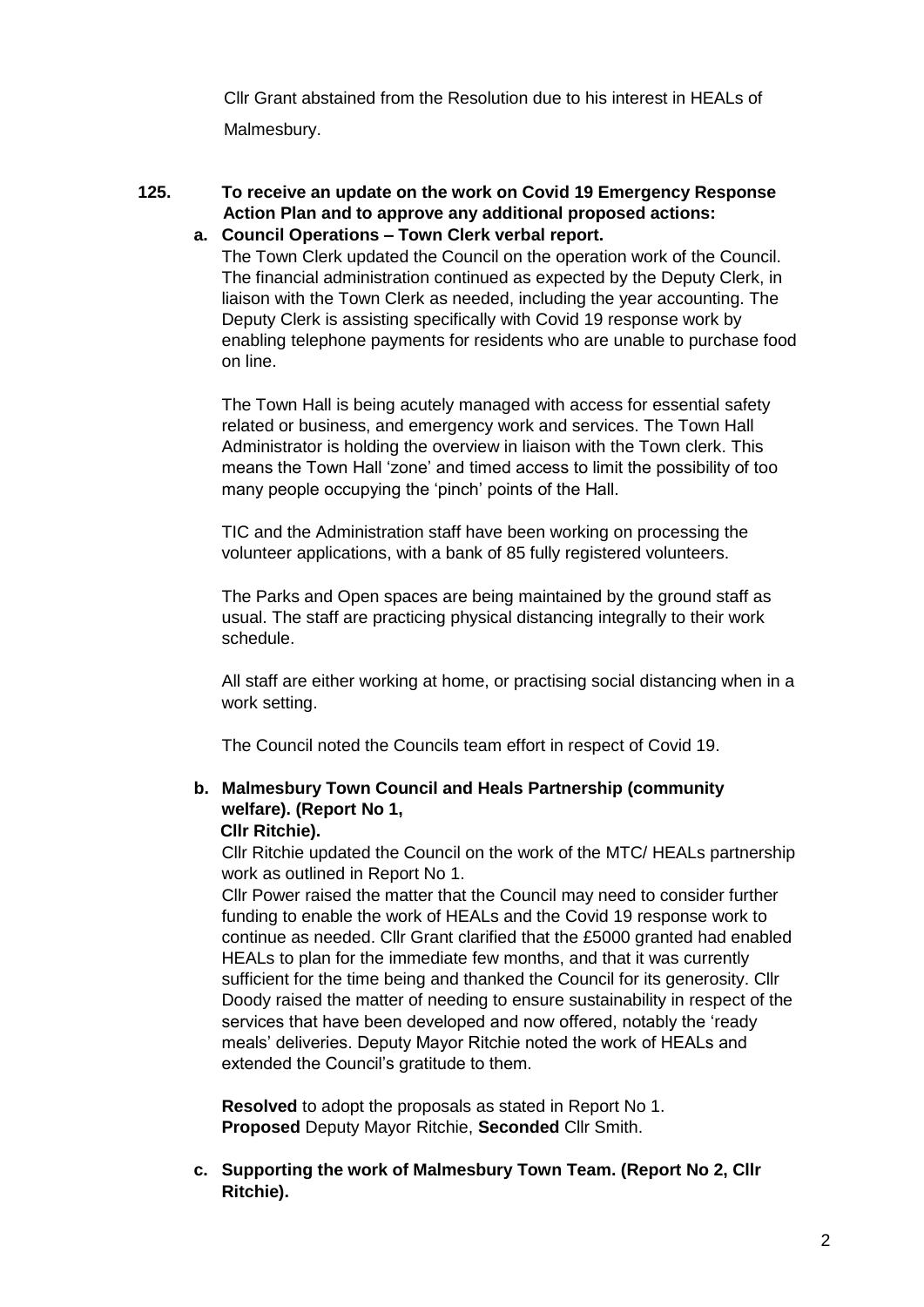Cllr Grant abstained from the Resolution due to his interest in HEALs of Malmesbury.

**125. To receive an update on the work on Covid 19 Emergency Response Action Plan and to approve any additional proposed actions:**

**a. Council Operations – Town Clerk verbal report.**

The Town Clerk updated the Council on the operation work of the Council. The financial administration continued as expected by the Deputy Clerk, in liaison with the Town Clerk as needed, including the year accounting. The Deputy Clerk is assisting specifically with Covid 19 response work by enabling telephone payments for residents who are unable to purchase food on line.

The Town Hall is being acutely managed with access for essential safety related or business, and emergency work and services. The Town Hall Administrator is holding the overview in liaison with the Town clerk. This means the Town Hall 'zone' and timed access to limit the possibility of too many people occupying the 'pinch' points of the Hall.

TIC and the Administration staff have been working on processing the volunteer applications, with a bank of 85 fully registered volunteers.

The Parks and Open spaces are being maintained by the ground staff as usual. The staff are practicing physical distancing integrally to their work schedule.

All staff are either working at home, or practising social distancing when in a work setting.

The Council noted the Councils team effort in respect of Covid 19.

**b. Malmesbury Town Council and Heals Partnership (community welfare). (Report No 1, Cllr Ritchie).**

Cllr Ritchie updated the Council on the work of the MTC/ HEALs partnership work as outlined in Report No 1.

Cllr Power raised the matter that the Council may need to consider further funding to enable the work of HEALs and the Covid 19 response work to continue as needed. Cllr Grant clarified that the £5000 granted had enabled HEALs to plan for the immediate few months, and that it was currently sufficient for the time being and thanked the Council for its generosity. Cllr Doody raised the matter of needing to ensure sustainability in respect of the services that have been developed and now offered, notably the 'ready meals' deliveries. Deputy Mayor Ritchie noted the work of HEALs and extended the Council's gratitude to them.

**Resolved** to adopt the proposals as stated in Report No 1.
**Proposed** Deputy Mayor Ritchie, **Seconded** Cllr Smith.

**c. Supporting the work of Malmesbury Town Team. (Report No 2, Cllr Ritchie).**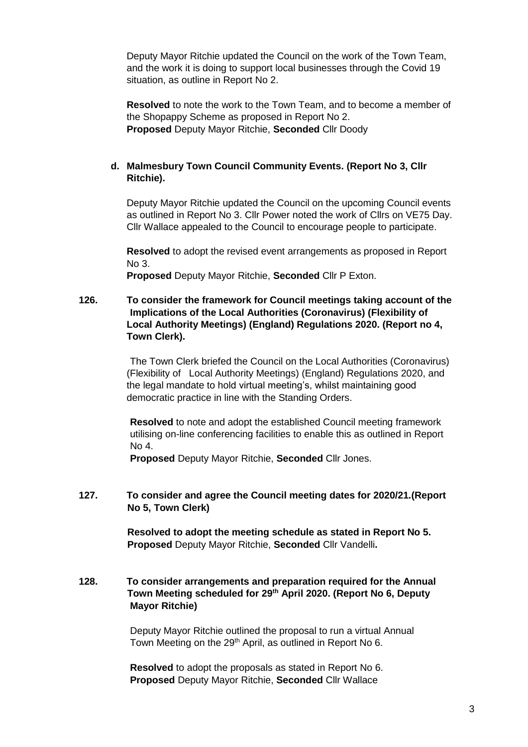Deputy Mayor Ritchie updated the Council on the work of the Town Team, and the work it is doing to support local businesses through the Covid 19 situation, as outline in Report No 2.

**Resolved** to note the work to the Town Team, and to become a member of the Shopappy Scheme as proposed in Report No 2.
**Proposed** Deputy Mayor Ritchie, **Seconded** Cllr Doody

**d. Malmesbury Town Council Community Events. (Report No 3, Cllr Ritchie).**

Deputy Mayor Ritchie updated the Council on the upcoming Council events as outlined in Report No 3. Cllr Power noted the work of Cllrs on VE75 Day. Cllr Wallace appealed to the Council to encourage people to participate.

**Resolved** to adopt the revised event arrangements as proposed in Report No 3.
**Proposed** Deputy Mayor Ritchie, **Seconded** Cllr P Exton.

**126. To consider the framework for Council meetings taking account of the Implications of the Local Authorities (Coronavirus) (Flexibility of Local Authority Meetings) (England) Regulations 2020. (Report no 4, Town Clerk).**

The Town Clerk briefed the Council on the Local Authorities (Coronavirus) (Flexibility of Local Authority Meetings) (England) Regulations 2020, and the legal mandate to hold virtual meeting's, whilst maintaining good democratic practice in line with the Standing Orders.

**Resolved** to note and adopt the established Council meeting framework utilising on-line conferencing facilities to enable this as outlined in Report No 4.
**Proposed** Deputy Mayor Ritchie, **Seconded** Cllr Jones.

**127. To consider and agree the Council meeting dates for 2020/21.(Report No 5, Town Clerk)**

**Resolved to adopt the meeting schedule as stated in Report No 5.**
**Proposed** Deputy Mayor Ritchie, **Seconded** Cllr Vandelli**.**

**128. To consider arrangements and preparation required for the Annual Town Meeting scheduled for 29th April 2020. (Report No 6, Deputy Mayor Ritchie)**

Deputy Mayor Ritchie outlined the proposal to run a virtual Annual Town Meeting on the 29th April, as outlined in Report No 6.

**Resolved** to adopt the proposals as stated in Report No 6.
**Proposed** Deputy Mayor Ritchie, **Seconded** Cllr Wallace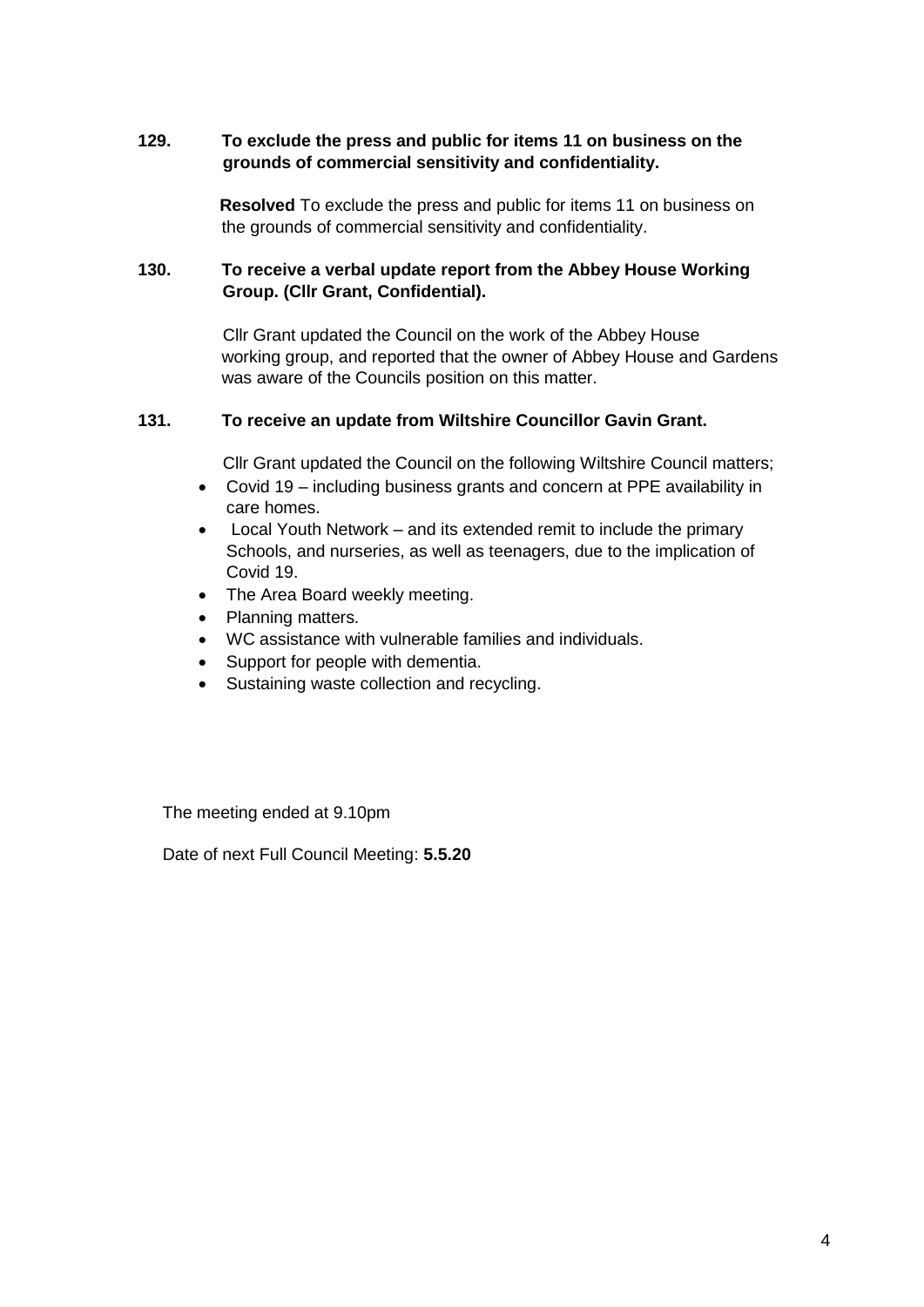**129. To exclude the press and public for items 11 on business on the grounds of commercial sensitivity and confidentiality.**

**Resolved** To exclude the press and public for items 11 on business on the grounds of commercial sensitivity and confidentiality.

**130. To receive a verbal update report from the Abbey House Working Group. (Cllr Grant, Confidential).**

Cllr Grant updated the Council on the work of the Abbey House working group, and reported that the owner of Abbey House and Gardens was aware of the Councils position on this matter.

**131. To receive an update from Wiltshire Councillor Gavin Grant.**

Cllr Grant updated the Council on the following Wiltshire Council matters;

- Covid 19 – including business grants and concern at PPE availability in care homes.
- Local Youth Network – and its extended remit to include the primary Schools, and nurseries, as well as teenagers, due to the implication of Covid 19.
- The Area Board weekly meeting.
- Planning matters.
- WC assistance with vulnerable families and individuals.
- Support for people with dementia.
- Sustaining waste collection and recycling.

The meeting ended at 9.10pm

Date of next Full Council Meeting: **5.5.20**